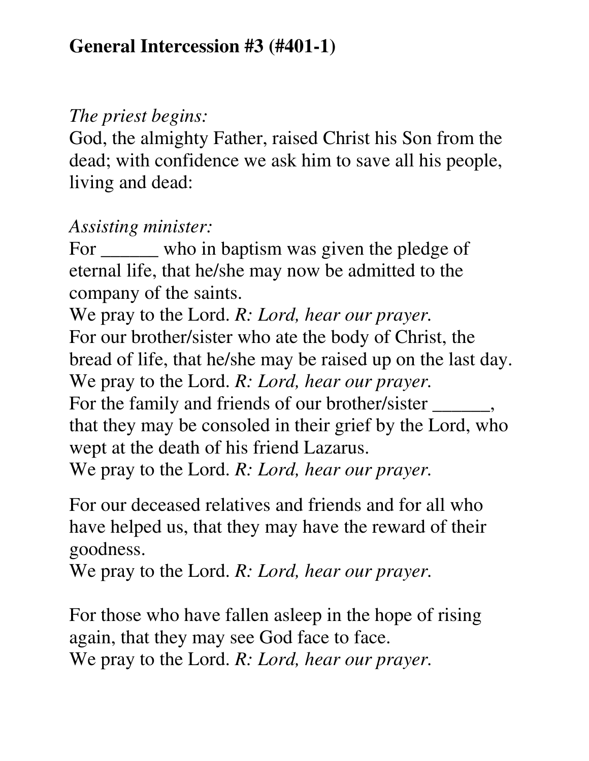**General Intercession #3 (#401-1)**

*The priest begins:*
God, the almighty Father, raised Christ his Son from the dead; with confidence we ask him to save all his people, living and dead:

*Assisting minister:*
For ______ who in baptism was given the pledge of eternal life, that he/she may now be admitted to the company of the saints.
We pray to the Lord. *R: Lord, hear our prayer.*
For our brother/sister who ate the body of Christ, the bread of life, that he/she may be raised up on the last day.
We pray to the Lord. *R: Lord, hear our prayer.*
For the family and friends of our brother/sister ______, that they may be consoled in their grief by the Lord, who wept at the death of his friend Lazarus.
We pray to the Lord. *R: Lord, hear our prayer.*

For our deceased relatives and friends and for all who have helped us, that they may have the reward of their goodness.
We pray to the Lord. *R: Lord, hear our prayer.*

For those who have fallen asleep in the hope of rising again, that they may see God face to face.
We pray to the Lord. *R: Lord, hear our prayer.*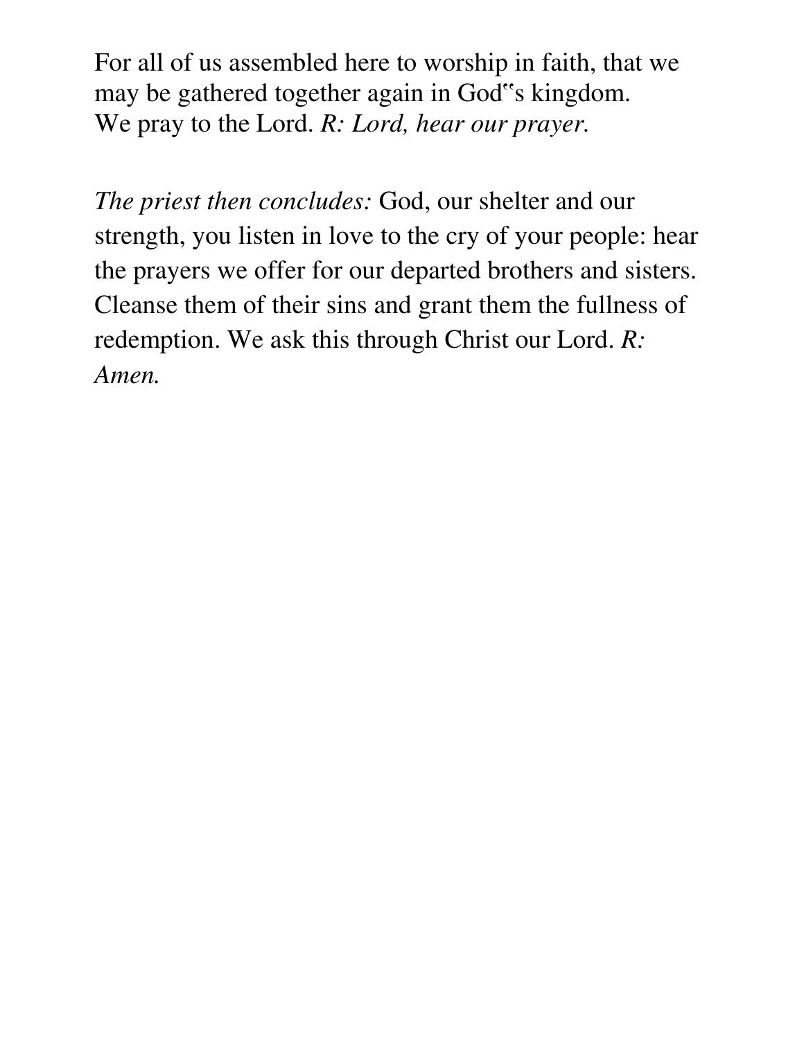For all of us assembled here to worship in faith, that we may be gathered together again in God‟s kingdom.
We pray to the Lord. *R: Lord, hear our prayer.*

*The priest then concludes:* God, our shelter and our strength, you listen in love to the cry of your people: hear the prayers we offer for our departed brothers and sisters. Cleanse them of their sins and grant them the fullness of redemption. We ask this through Christ our Lord. *R: Amen.*